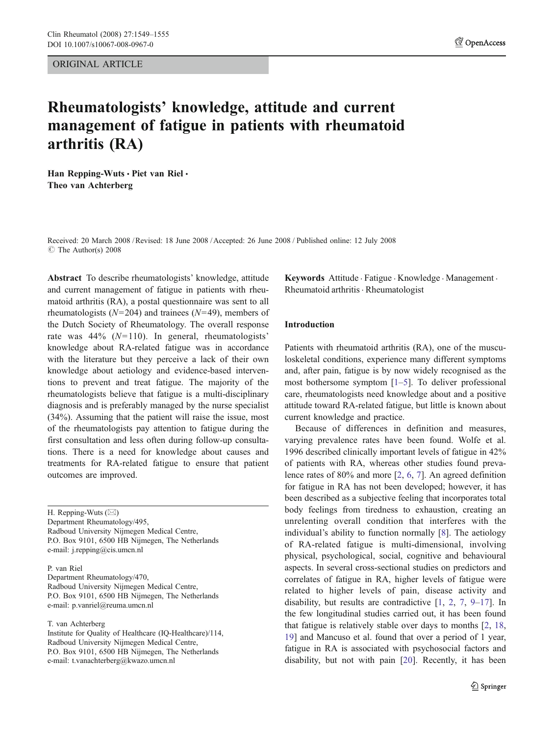ORIGINAL ARTICLE

# Rheumatologists' knowledge, attitude and current management of fatigue in patients with rheumatoid arthritis (RA)

**Han Repping-Wuts · Piet van Riel · Theo van Achterberg**

Received: 20 March 2008 / Revised: 18 June 2008 / Accepted: 26 June 2008 / Published online: 12 July 2008
© The Author(s) 2008

**Abstract** To describe rheumatologists' knowledge, attitude and current management of fatigue in patients with rheumatoid arthritis (RA), a postal questionnaire was sent to all rheumatologists ($N$=204) and trainees ($N$=49), members of the Dutch Society of Rheumatology. The overall response rate was 44% ($N$=110). In general, rheumatologists' knowledge about RA-related fatigue was in accordance with the literature but they perceive a lack of their own knowledge about aetiology and evidence-based interventions to prevent and treat fatigue. The majority of the rheumatologists believe that fatigue is a multi-disciplinary diagnosis and is preferably managed by the nurse specialist (34%). Assuming that the patient will raise the issue, most of the rheumatologists pay attention to fatigue during the first consultation and less often during follow-up consultations. There is a need for knowledge about causes and treatments for RA-related fatigue to ensure that patient outcomes are improved.

H. Repping-Wuts (✉)
Department Rheumatology/495,
Radboud University Nijmegen Medical Centre,
P.O. Box 9101, 6500 HB Nijmegen, The Netherlands
e-mail: j.repping@cis.umcn.nl

P. van Riel
Department Rheumatology/470,
Radboud University Nijmegen Medical Centre,
P.O. Box 9101, 6500 HB Nijmegen, The Netherlands
e-mail: p.vanriel@reuma.umcn.nl

T. van Achterberg
Institute for Quality of Healthcare (IQ-Healthcare)/114,
Radboud University Nijmegen Medical Centre,
P.O. Box 9101, 6500 HB Nijmegen, The Netherlands
e-mail: t.vanachterberg@kwazo.umcn.nl

**Keywords** Attitude · Fatigue · Knowledge · Management · Rheumatoid arthritis · Rheumatologist

## Introduction

Patients with rheumatoid arthritis (RA), one of the musculoskeletal conditions, experience many different symptoms and, after pain, fatigue is by now widely recognised as the most bothersome symptom [1–5]. To deliver professional care, rheumatologists need knowledge about and a positive attitude toward RA-related fatigue, but little is known about current knowledge and practice.

Because of differences in definition and measures, varying prevalence rates have been found. Wolfe et al. 1996 described clinically important levels of fatigue in 42% of patients with RA, whereas other studies found prevalence rates of 80% and more [2, 6, 7]. An agreed definition for fatigue in RA has not been developed; however, it has been described as a subjective feeling that incorporates total body feelings from tiredness to exhaustion, creating an unrelenting overall condition that interferes with the individual's ability to function normally [8]. The aetiology of RA-related fatigue is multi-dimensional, involving physical, psychological, social, cognitive and behavioural aspects. In several cross-sectional studies on predictors and correlates of fatigue in RA, higher levels of fatigue were related to higher levels of pain, disease activity and disability, but results are contradictive [1, 2, 7, 9–17]. In the few longitudinal studies carried out, it has been found that fatigue is relatively stable over days to months [2, 18, 19] and Mancuso et al. found that over a period of 1 year, fatigue in RA is associated with psychosocial factors and disability, but not with pain [20]. Recently, it has been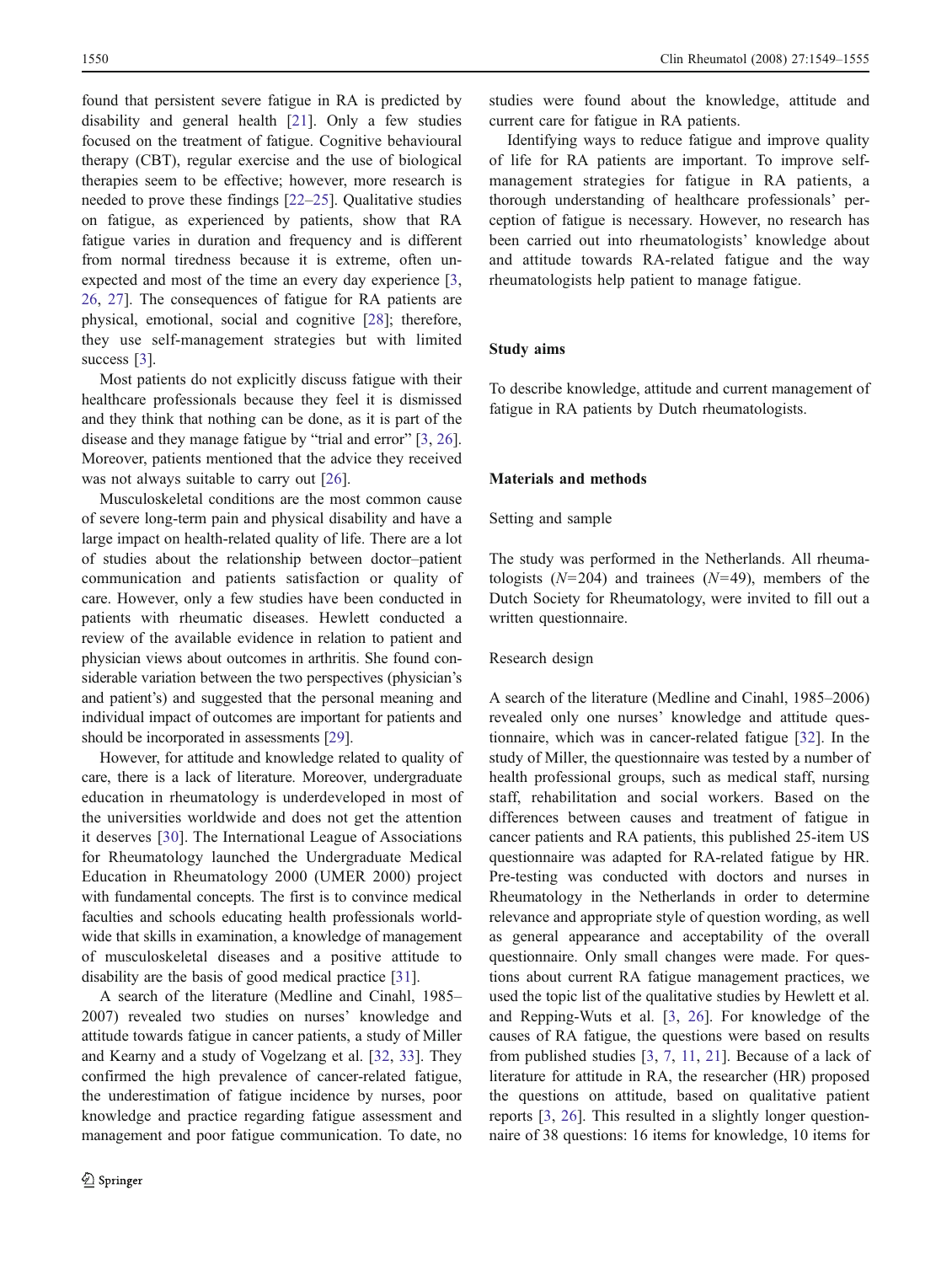found that persistent severe fatigue in RA is predicted by disability and general health [21]. Only a few studies focused on the treatment of fatigue. Cognitive behavioural therapy (CBT), regular exercise and the use of biological therapies seem to be effective; however, more research is needed to prove these findings [22–25]. Qualitative studies on fatigue, as experienced by patients, show that RA fatigue varies in duration and frequency and is different from normal tiredness because it is extreme, often unexpected and most of the time an every day experience [3, 26, 27]. The consequences of fatigue for RA patients are physical, emotional, social and cognitive [28]; therefore, they use self-management strategies but with limited success [3].

Most patients do not explicitly discuss fatigue with their healthcare professionals because they feel it is dismissed and they think that nothing can be done, as it is part of the disease and they manage fatigue by "trial and error" [3, 26]. Moreover, patients mentioned that the advice they received was not always suitable to carry out [26].

Musculoskeletal conditions are the most common cause of severe long-term pain and physical disability and have a large impact on health-related quality of life. There are a lot of studies about the relationship between doctor–patient communication and patients satisfaction or quality of care. However, only a few studies have been conducted in patients with rheumatic diseases. Hewlett conducted a review of the available evidence in relation to patient and physician views about outcomes in arthritis. She found considerable variation between the two perspectives (physician's and patient's) and suggested that the personal meaning and individual impact of outcomes are important for patients and should be incorporated in assessments [29].

However, for attitude and knowledge related to quality of care, there is a lack of literature. Moreover, undergraduate education in rheumatology is underdeveloped in most of the universities worldwide and does not get the attention it deserves [30]. The International League of Associations for Rheumatology launched the Undergraduate Medical Education in Rheumatology 2000 (UMER 2000) project with fundamental concepts. The first is to convince medical faculties and schools educating health professionals worldwide that skills in examination, a knowledge of management of musculoskeletal diseases and a positive attitude to disability are the basis of good medical practice [31].

A search of the literature (Medline and Cinahl, 1985–2007) revealed two studies on nurses' knowledge and attitude towards fatigue in cancer patients, a study of Miller and Kearny and a study of Vogelzang et al. [32, 33]. They confirmed the high prevalence of cancer-related fatigue, the underestimation of fatigue incidence by nurses, poor knowledge and practice regarding fatigue assessment and management and poor fatigue communication. To date, no studies were found about the knowledge, attitude and current care for fatigue in RA patients.

Identifying ways to reduce fatigue and improve quality of life for RA patients are important. To improve self-management strategies for fatigue in RA patients, a thorough understanding of healthcare professionals' perception of fatigue is necessary. However, no research has been carried out into rheumatologists' knowledge about and attitude towards RA-related fatigue and the way rheumatologists help patient to manage fatigue.

## Study aims

To describe knowledge, attitude and current management of fatigue in RA patients by Dutch rheumatologists.

## Materials and methods

### Setting and sample

The study was performed in the Netherlands. All rheumatologists ($N$=204) and trainees ($N$=49), members of the Dutch Society for Rheumatology, were invited to fill out a written questionnaire.

### Research design

A search of the literature (Medline and Cinahl, 1985–2006) revealed only one nurses' knowledge and attitude questionnaire, which was in cancer-related fatigue [32]. In the study of Miller, the questionnaire was tested by a number of health professional groups, such as medical staff, nursing staff, rehabilitation and social workers. Based on the differences between causes and treatment of fatigue in cancer patients and RA patients, this published 25-item US questionnaire was adapted for RA-related fatigue by HR. Pre-testing was conducted with doctors and nurses in Rheumatology in the Netherlands in order to determine relevance and appropriate style of question wording, as well as general appearance and acceptability of the overall questionnaire. Only small changes were made. For questions about current RA fatigue management practices, we used the topic list of the qualitative studies by Hewlett et al. and Repping-Wuts et al. [3, 26]. For knowledge of the causes of RA fatigue, the questions were based on results from published studies [3, 7, 11, 21]. Because of a lack of literature for attitude in RA, the researcher (HR) proposed the questions on attitude, based on qualitative patient reports [3, 26]. This resulted in a slightly longer questionnaire of 38 questions: 16 items for knowledge, 10 items for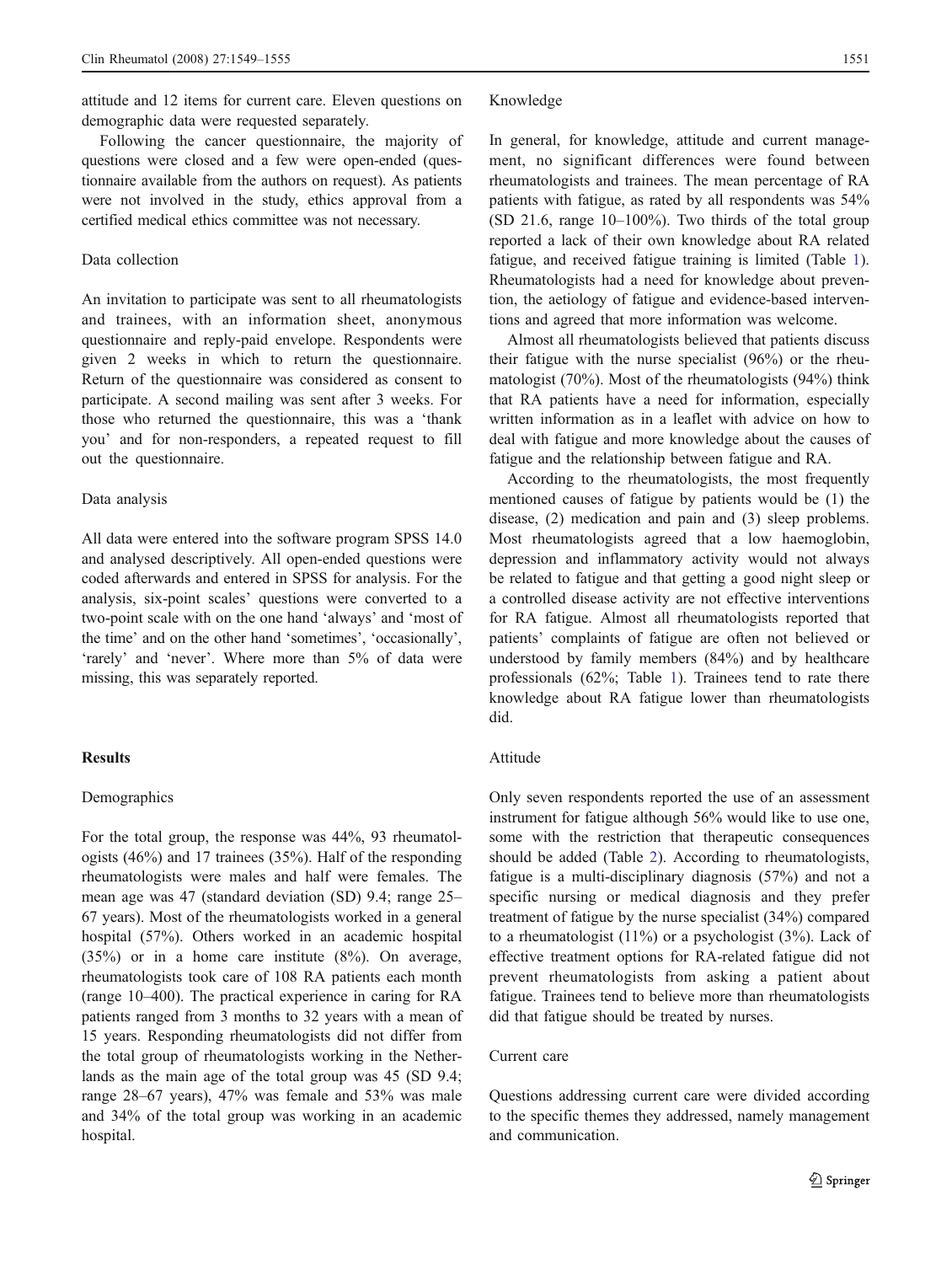attitude and 12 items for current care. Eleven questions on demographic data were requested separately.

Following the cancer questionnaire, the majority of questions were closed and a few were open-ended (questionnaire available from the authors on request). As patients were not involved in the study, ethics approval from a certified medical ethics committee was not necessary.

### Data collection

An invitation to participate was sent to all rheumatologists and trainees, with an information sheet, anonymous questionnaire and reply-paid envelope. Respondents were given 2 weeks in which to return the questionnaire. Return of the questionnaire was considered as consent to participate. A second mailing was sent after 3 weeks. For those who returned the questionnaire, this was a 'thank you' and for non-responders, a repeated request to fill out the questionnaire.

### Data analysis

All data were entered into the software program SPSS 14.0 and analysed descriptively. All open-ended questions were coded afterwards and entered in SPSS for analysis. For the analysis, six-point scales' questions were converted to a two-point scale with on the one hand 'always' and 'most of the time' and on the other hand 'sometimes', 'occasionally', 'rarely' and 'never'. Where more than 5% of data were missing, this was separately reported.

## Results

### Demographics

For the total group, the response was 44%, 93 rheumatologists (46%) and 17 trainees (35%). Half of the responding rheumatologists were males and half were females. The mean age was 47 (standard deviation (SD) 9.4; range 25–67 years). Most of the rheumatologists worked in a general hospital (57%). Others worked in an academic hospital (35%) or in a home care institute (8%). On average, rheumatologists took care of 108 RA patients each month (range 10–400). The practical experience in caring for RA patients ranged from 3 months to 32 years with a mean of 15 years. Responding rheumatologists did not differ from the total group of rheumatologists working in the Netherlands as the main age of the total group was 45 (SD 9.4; range 28–67 years), 47% was female and 53% was male and 34% of the total group was working in an academic hospital.

### Knowledge

In general, for knowledge, attitude and current management, no significant differences were found between rheumatologists and trainees. The mean percentage of RA patients with fatigue, as rated by all respondents was 54% (SD 21.6, range 10–100%). Two thirds of the total group reported a lack of their own knowledge about RA related fatigue, and received fatigue training is limited (Table 1). Rheumatologists had a need for knowledge about prevention, the aetiology of fatigue and evidence-based interventions and agreed that more information was welcome.

Almost all rheumatologists believed that patients discuss their fatigue with the nurse specialist (96%) or the rheumatologist (70%). Most of the rheumatologists (94%) think that RA patients have a need for information, especially written information as in a leaflet with advice on how to deal with fatigue and more knowledge about the causes of fatigue and the relationship between fatigue and RA.

According to the rheumatologists, the most frequently mentioned causes of fatigue by patients would be (1) the disease, (2) medication and pain and (3) sleep problems. Most rheumatologists agreed that a low haemoglobin, depression and inflammatory activity would not always be related to fatigue and that getting a good night sleep or a controlled disease activity are not effective interventions for RA fatigue. Almost all rheumatologists reported that patients' complaints of fatigue are often not believed or understood by family members (84%) and by healthcare professionals (62%; Table 1). Trainees tend to rate there knowledge about RA fatigue lower than rheumatologists did.

### Attitude

Only seven respondents reported the use of an assessment instrument for fatigue although 56% would like to use one, some with the restriction that therapeutic consequences should be added (Table 2). According to rheumatologists, fatigue is a multi-disciplinary diagnosis (57%) and not a specific nursing or medical diagnosis and they prefer treatment of fatigue by the nurse specialist (34%) compared to a rheumatologist (11%) or a psychologist (3%). Lack of effective treatment options for RA-related fatigue did not prevent rheumatologists from asking a patient about fatigue. Trainees tend to believe more than rheumatologists did that fatigue should be treated by nurses.

### Current care

Questions addressing current care were divided according to the specific themes they addressed, namely management and communication.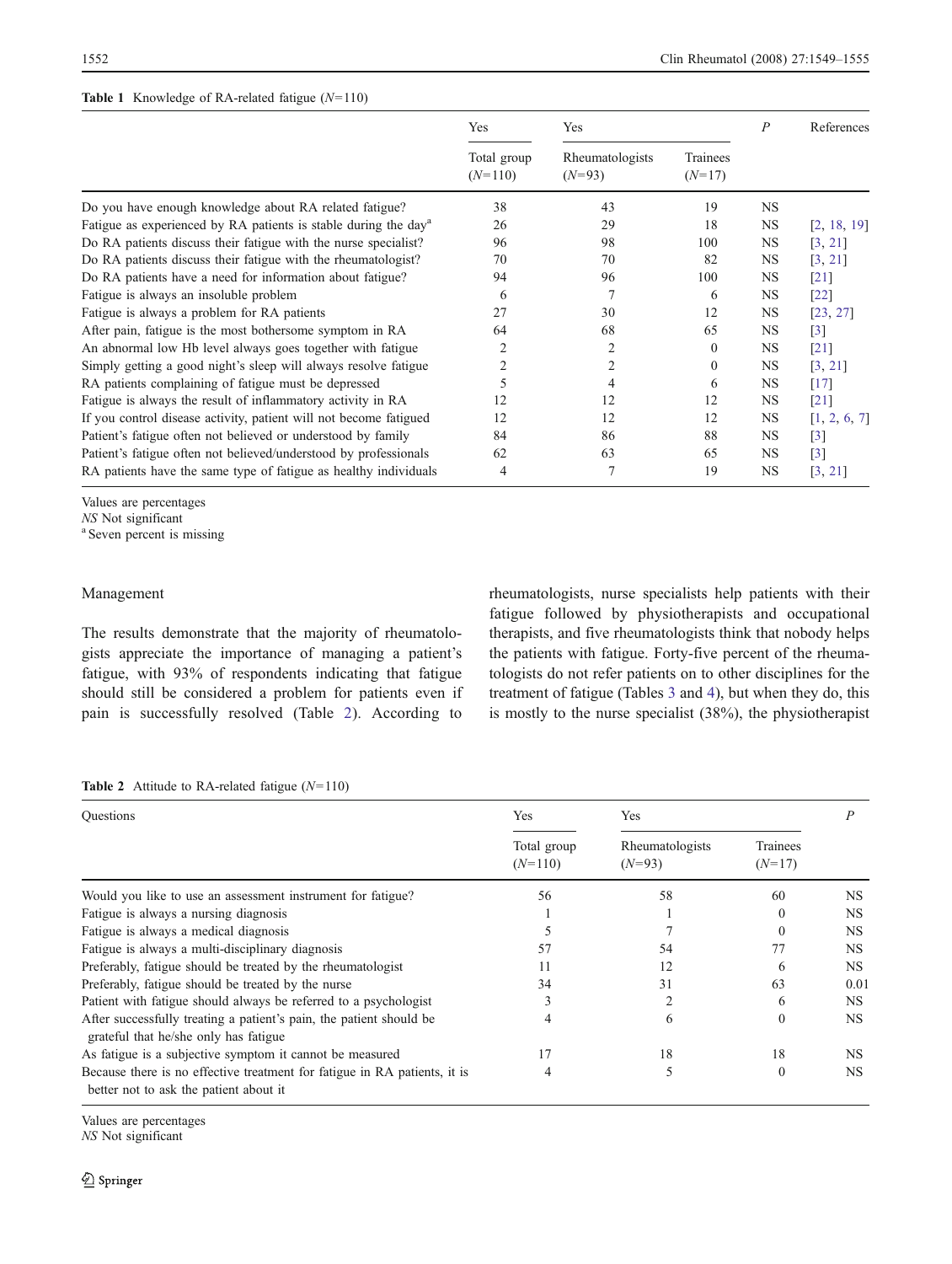**Table 1** Knowledge of RA-related fatigue ($N$=110)

| | Yes | Yes | | $P$ | References |
|---|---|---|---|---|---|
| | Total group ($N$=110) | Rheumatologists ($N$=93) | Trainees ($N$=17) | | |
| Do you have enough knowledge about RA related fatigue? | 38 | 43 | 19 | NS | |
| Fatigue as experienced by RA patients is stable during the day[a] | 26 | 29 | 18 | NS | [2, 18, 19] |
| Do RA patients discuss their fatigue with the nurse specialist? | 96 | 98 | 100 | NS | [3, 21] |
| Do RA patients discuss their fatigue with the rheumatologist? | 70 | 70 | 82 | NS | [3, 21] |
| Do RA patients have a need for information about fatigue? | 94 | 96 | 100 | NS | [21] |
| Fatigue is always an insoluble problem | 6 | 7 | 6 | NS | [22] |
| Fatigue is always a problem for RA patients | 27 | 30 | 12 | NS | [23, 27] |
| After pain, fatigue is the most bothersome symptom in RA | 64 | 68 | 65 | NS | [3] |
| An abnormal low Hb level always goes together with fatigue | 2 | 2 | 0 | NS | [21] |
| Simply getting a good night's sleep will always resolve fatigue | 2 | 2 | 0 | NS | [3, 21] |
| RA patients complaining of fatigue must be depressed | 5 | 4 | 6 | NS | [17] |
| Fatigue is always the result of inflammatory activity in RA | 12 | 12 | 12 | NS | [21] |
| If you control disease activity, patient will not become fatigued | 12 | 12 | 12 | NS | [1, 2, 6, 7] |
| Patient's fatigue often not believed or understood by family | 84 | 86 | 88 | NS | [3] |
| Patient's fatigue often not believed/understood by professionals | 62 | 63 | 65 | NS | [3] |
| RA patients have the same type of fatigue as healthy individuals | 4 | 7 | 19 | NS | [3, 21] |

Values are percentages

*NS* Not significant

[a] Seven percent is missing

### Management

The results demonstrate that the majority of rheumatologists appreciate the importance of managing a patient's fatigue, with 93% of respondents indicating that fatigue should still be considered a problem for patients even if pain is successfully resolved (Table 2). According to rheumatologists, nurse specialists help patients with their fatigue followed by physiotherapists and occupational therapists, and five rheumatologists think that nobody helps the patients with fatigue. Forty-five percent of the rheumatologists do not refer patients on to other disciplines for the treatment of fatigue (Tables 3 and 4), but when they do, this is mostly to the nurse specialist (38%), the physiotherapist

**Table 2** Attitude to RA-related fatigue ($N$=110)

| Questions | Yes | Yes | | $P$ |
|---|---|---|---|---|
| | Total group ($N$=110) | Rheumatologists ($N$=93) | Trainees ($N$=17) | |
| Would you like to use an assessment instrument for fatigue? | 56 | 58 | 60 | NS |
| Fatigue is always a nursing diagnosis | 1 | 1 | 0 | NS |
| Fatigue is always a medical diagnosis | 5 | 7 | 0 | NS |
| Fatigue is always a multi-disciplinary diagnosis | 57 | 54 | 77 | NS |
| Preferably, fatigue should be treated by the rheumatologist | 11 | 12 | 6 | NS |
| Preferably, fatigue should be treated by the nurse | 34 | 31 | 63 | 0.01 |
| Patient with fatigue should always be referred to a psychologist | 3 | 2 | 6 | NS |
| After successfully treating a patient's pain, the patient should be grateful that he/she only has fatigue | 4 | 6 | 0 | NS |
| As fatigue is a subjective symptom it cannot be measured | 17 | 18 | 18 | NS |
| Because there is no effective treatment for fatigue in RA patients, it is better not to ask the patient about it | 4 | 5 | 0 | NS |

Values are percentages

*NS* Not significant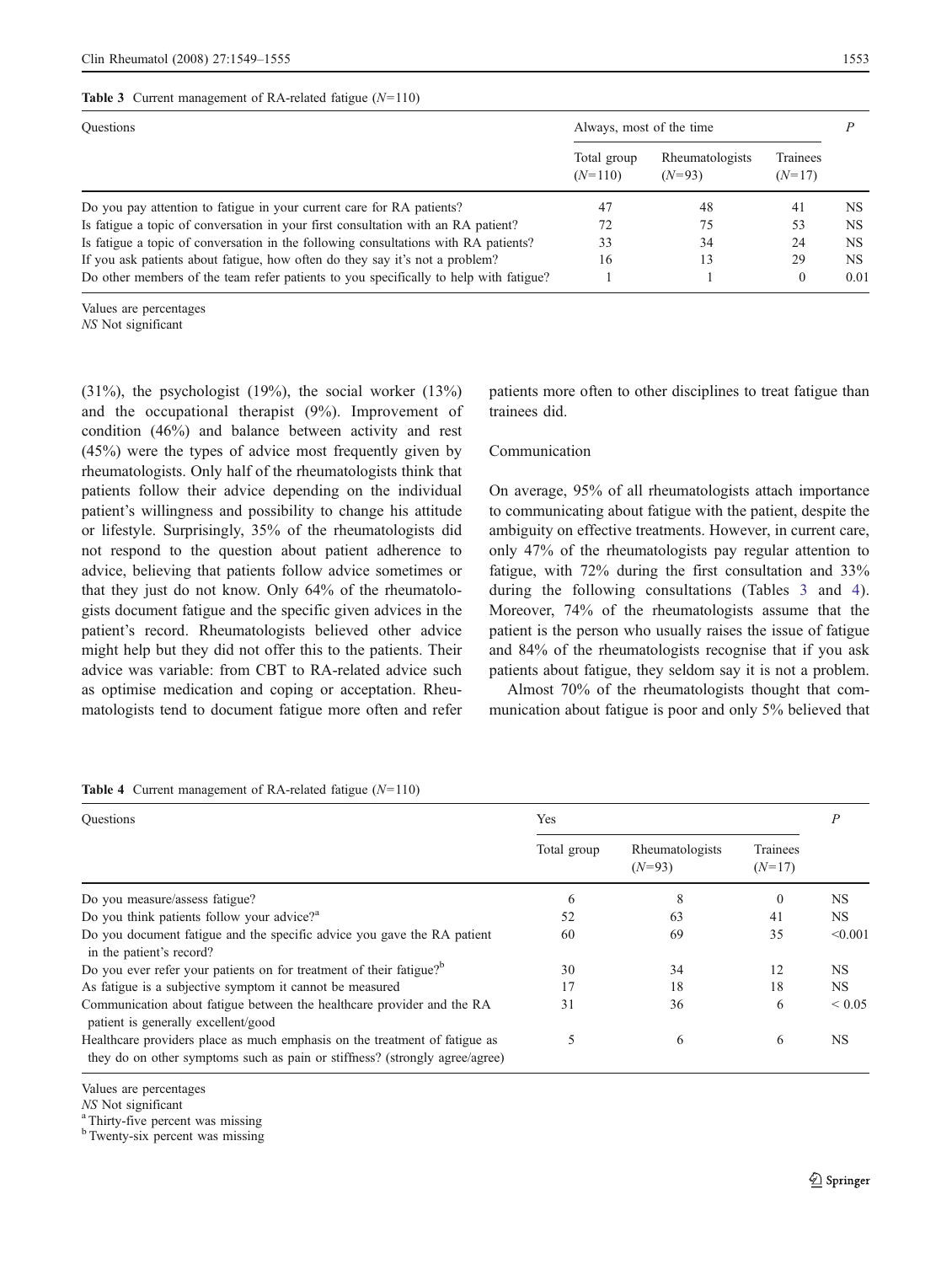**Table 3** Current management of RA-related fatigue ($N$=110)

| Questions | Always, most of the time | | | $P$ |
|---|---|---|---|---|
| | Total group ($N$=110) | Rheumatologists ($N$=93) | Trainees ($N$=17) | |
| Do you pay attention to fatigue in your current care for RA patients? | 47 | 48 | 41 | NS |
| Is fatigue a topic of conversation in your first consultation with an RA patient? | 72 | 75 | 53 | NS |
| Is fatigue a topic of conversation in the following consultations with RA patients? | 33 | 34 | 24 | NS |
| If you ask patients about fatigue, how often do they say it's not a problem? | 16 | 13 | 29 | NS |
| Do other members of the team refer patients to you specifically to help with fatigue? | 1 | 1 | 0 | 0.01 |

Values are percentages

*NS* Not significant

(31%), the psychologist (19%), the social worker (13%) and the occupational therapist (9%). Improvement of condition (46%) and balance between activity and rest (45%) were the types of advice most frequently given by rheumatologists. Only half of the rheumatologists think that patients follow their advice depending on the individual patient's willingness and possibility to change his attitude or lifestyle. Surprisingly, 35% of the rheumatologists did not respond to the question about patient adherence to advice, believing that patients follow advice sometimes or that they just do not know. Only 64% of the rheumatologists document fatigue and the specific given advices in the patient's record. Rheumatologists believed other advice might help but they did not offer this to the patients. Their advice was variable: from CBT to RA-related advice such as optimise medication and coping or acceptation. Rheumatologists tend to document fatigue more often and refer patients more often to other disciplines to treat fatigue than trainees did.

### Communication

On average, 95% of all rheumatologists attach importance to communicating about fatigue with the patient, despite the ambiguity on effective treatments. However, in current care, only 47% of the rheumatologists pay regular attention to fatigue, with 72% during the first consultation and 33% during the following consultations (Tables 3 and 4). Moreover, 74% of the rheumatologists assume that the patient is the person who usually raises the issue of fatigue and 84% of the rheumatologists recognise that if you ask patients about fatigue, they seldom say it is not a problem.

Almost 70% of the rheumatologists thought that communication about fatigue is poor and only 5% believed that

**Table 4** Current management of RA-related fatigue ($N$=110)

| Questions | Yes | | | $P$ |
|---|---|---|---|---|
| | Total group | Rheumatologists ($N$=93) | Trainees ($N$=17) | |
| Do you measure/assess fatigue? | 6 | 8 | 0 | NS |
| Do you think patients follow your advice?[a] | 52 | 63 | 41 | NS |
| Do you document fatigue and the specific advice you gave the RA patient in the patient's record? | 60 | 69 | 35 | <0.001 |
| Do you ever refer your patients on for treatment of their fatigue?[b] | 30 | 34 | 12 | NS |
| As fatigue is a subjective symptom it cannot be measured | 17 | 18 | 18 | NS |
| Communication about fatigue between the healthcare provider and the RA patient is generally excellent/good | 31 | 36 | 6 | < 0.05 |
| Healthcare providers place as much emphasis on the treatment of fatigue as they do on other symptoms such as pain or stiffness? (strongly agree/agree) | 5 | 6 | 6 | NS |

Values are percentages

*NS* Not significant

[a] Thirty-five percent was missing

[b] Twenty-six percent was missing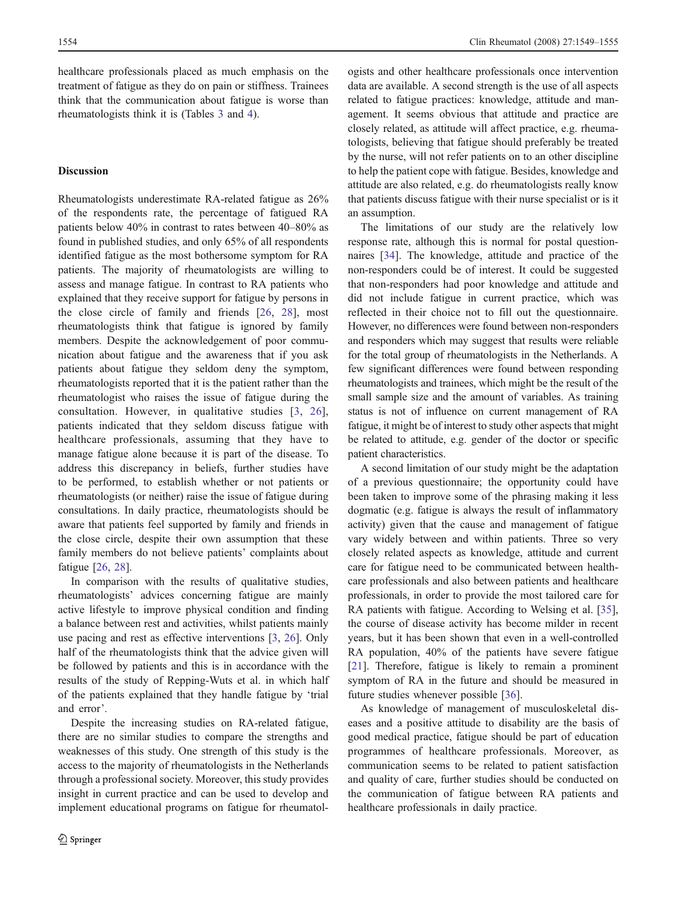healthcare professionals placed as much emphasis on the treatment of fatigue as they do on pain or stiffness. Trainees think that the communication about fatigue is worse than rheumatologists think it is (Tables 3 and 4).

## Discussion

Rheumatologists underestimate RA-related fatigue as 26% of the respondents rate, the percentage of fatigued RA patients below 40% in contrast to rates between 40–80% as found in published studies, and only 65% of all respondents identified fatigue as the most bothersome symptom for RA patients. The majority of rheumatologists are willing to assess and manage fatigue. In contrast to RA patients who explained that they receive support for fatigue by persons in the close circle of family and friends [26, 28], most rheumatologists think that fatigue is ignored by family members. Despite the acknowledgement of poor communication about fatigue and the awareness that if you ask patients about fatigue they seldom deny the symptom, rheumatologists reported that it is the patient rather than the rheumatologist who raises the issue of fatigue during the consultation. However, in qualitative studies [3, 26], patients indicated that they seldom discuss fatigue with healthcare professionals, assuming that they have to manage fatigue alone because it is part of the disease. To address this discrepancy in beliefs, further studies have to be performed, to establish whether or not patients or rheumatologists (or neither) raise the issue of fatigue during consultations. In daily practice, rheumatologists should be aware that patients feel supported by family and friends in the close circle, despite their own assumption that these family members do not believe patients' complaints about fatigue [26, 28].

In comparison with the results of qualitative studies, rheumatologists' advices concerning fatigue are mainly active lifestyle to improve physical condition and finding a balance between rest and activities, whilst patients mainly use pacing and rest as effective interventions [3, 26]. Only half of the rheumatologists think that the advice given will be followed by patients and this is in accordance with the results of the study of Repping-Wuts et al. in which half of the patients explained that they handle fatigue by 'trial and error'.

Despite the increasing studies on RA-related fatigue, there are no similar studies to compare the strengths and weaknesses of this study. One strength of this study is the access to the majority of rheumatologists in the Netherlands through a professional society. Moreover, this study provides insight in current practice and can be used to develop and implement educational programs on fatigue for rheumatologists and other healthcare professionals once intervention data are available. A second strength is the use of all aspects related to fatigue practices: knowledge, attitude and management. It seems obvious that attitude and practice are closely related, as attitude will affect practice, e.g. rheumatologists, believing that fatigue should preferably be treated by the nurse, will not refer patients on to an other discipline to help the patient cope with fatigue. Besides, knowledge and attitude are also related, e.g. do rheumatologists really know that patients discuss fatigue with their nurse specialist or is it an assumption.

The limitations of our study are the relatively low response rate, although this is normal for postal questionnaires [34]. The knowledge, attitude and practice of the non-responders could be of interest. It could be suggested that non-responders had poor knowledge and attitude and did not include fatigue in current practice, which was reflected in their choice not to fill out the questionnaire. However, no differences were found between non-responders and responders which may suggest that results were reliable for the total group of rheumatologists in the Netherlands. A few significant differences were found between responding rheumatologists and trainees, which might be the result of the small sample size and the amount of variables. As training status is not of influence on current management of RA fatigue, it might be of interest to study other aspects that might be related to attitude, e.g. gender of the doctor or specific patient characteristics.

A second limitation of our study might be the adaptation of a previous questionnaire; the opportunity could have been taken to improve some of the phrasing making it less dogmatic (e.g. fatigue is always the result of inflammatory activity) given that the cause and management of fatigue vary widely between and within patients. Three so very closely related aspects as knowledge, attitude and current care for fatigue need to be communicated between healthcare professionals and also between patients and healthcare professionals, in order to provide the most tailored care for RA patients with fatigue. According to Welsing et al. [35], the course of disease activity has become milder in recent years, but it has been shown that even in a well-controlled RA population, 40% of the patients have severe fatigue [21]. Therefore, fatigue is likely to remain a prominent symptom of RA in the future and should be measured in future studies whenever possible [36].

As knowledge of management of musculoskeletal diseases and a positive attitude to disability are the basis of good medical practice, fatigue should be part of education programmes of healthcare professionals. Moreover, as communication seems to be related to patient satisfaction and quality of care, further studies should be conducted on the communication of fatigue between RA patients and healthcare professionals in daily practice.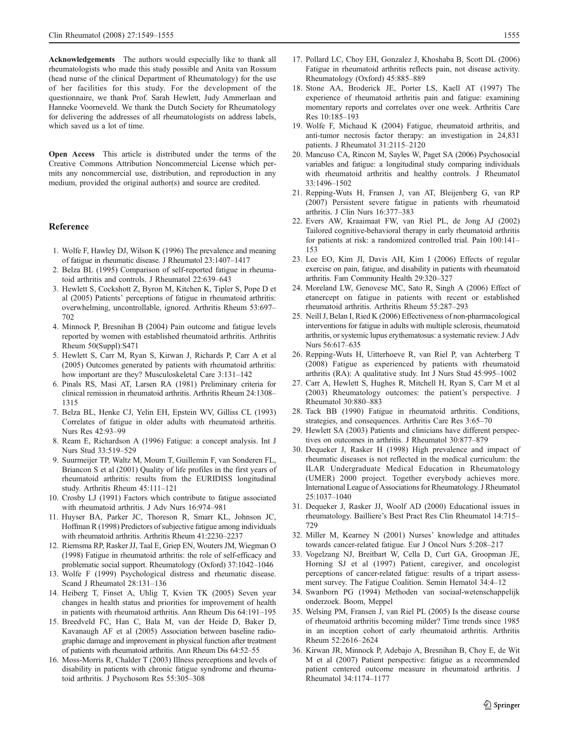**Acknowledgements** The authors would especially like to thank all rheumatologists who made this study possible and Anita van Rossum (head nurse of the clinical Department of Rheumatology) for the use of her facilities for this study. For the development of the questionnaire, we thank Prof. Sarah Hewlett, Judy Ammerlaan and Hanneke Voorneveld. We thank the Dutch Society for Rheumatology for delivering the addresses of all rheumatologists on address labels, which saved us a lot of time.

**Open Access** This article is distributed under the terms of the Creative Commons Attribution Noncommercial License which permits any noncommercial use, distribution, and reproduction in any medium, provided the original author(s) and source are credited.

## Reference

1. Wolfe F, Hawley DJ, Wilson K (1996) The prevalence and meaning of fatigue in rheumatic disease. J Rheumatol 23:1407–1417
2. Belza BL (1995) Comparison of self-reported fatigue in rheumatoid arthritis and controls. J Rheumatol 22:639–643
3. Hewlett S, Cockshott Z, Byron M, Kitchen K, Tipler S, Pope D et al (2005) Patients' perceptions of fatigue in rheumatoid arthritis: overwhelming, uncontrollable, ignored. Arthritis Rheum 53:697–702
4. Minnock P, Bresnihan B (2004) Pain outcome and fatigue levels reported by women with established rheumatoid arthritis. Arthritis Rheum 50(Suppl):S471
5. Hewlett S, Carr M, Ryan S, Kirwan J, Richards P, Carr A et al (2005) Outcomes generated by patients with rheumatoid arthritis: how important are they? Musculoskeletal Care 3:131–142
6. Pinals RS, Masi AT, Larsen RA (1981) Preliminary criteria for clinical remission in rheumatoid arthritis. Arthritis Rheum 24:1308–1315
7. Belza BL, Henke CJ, Yelin EH, Epstein WV, Gilliss CL (1993) Correlates of fatigue in older adults with rheumatoid arthritis. Nurs Res 42:93–99
8. Ream E, Richardson A (1996) Fatigue: a concept analysis. Int J Nurs Stud 33:519–529
9. Suurmeijer TP, Waltz M, Moum T, Guillemin F, van Sonderen FL, Briancon S et al (2001) Quality of life profiles in the first years of rheumatoid arthritis: results from the EURIDISS longitudinal study. Arthritis Rheum 45:111–121
10. Crosby LJ (1991) Factors which contribute to fatigue associated with rheumatoid arthritis. J Adv Nurs 16:974–981
11. Huyser BA, Parker JC, Thoreson R, Smarr KL, Johnson JC, Hoffman R (1998) Predictors of subjective fatigue among individuals with rheumatoid arthritis. Arthritis Rheum 41:2230–2237
12. Riemsma RP, Rasker JJ, Taal E, Griep EN, Wouters JM, Wiegman O (1998) Fatigue in rheumatoid arthritis: the role of self-efficacy and problematic social support. Rheumatology (Oxford) 37:1042–1046
13. Wolfe F (1999) Psychological distress and rheumatic disease. Scand J Rheumatol 28:131–136
14. Heiberg T, Finset A, Uhlig T, Kvien TK (2005) Seven year changes in health status and priorities for improvement of health in patients with rheumatoid arthritis. Ann Rheum Dis 64:191–195
15. Breedveld FC, Han C, Bala M, van der Heide D, Baker D, Kavanaugh AF et al (2005) Association between baseline radiographic damage and improvement in physical function after treatment of patients with rheumatoid arthritis. Ann Rheum Dis 64:52–55
16. Moss-Morris R, Chalder T (2003) Illness perceptions and levels of disability in patients with chronic fatigue syndrome and rheumatoid arthritis. J Psychosom Res 55:305–308
17. Pollard LC, Choy EH, Gonzalez J, Khoshaba B, Scott DL (2006) Fatigue in rheumatoid arthritis reflects pain, not disease activity. Rheumatology (Oxford) 45:885–889
18. Stone AA, Broderick JE, Porter LS, Kaell AT (1997) The experience of rheumatoid arthritis pain and fatigue: examining momentary reports and correlates over one week. Arthritis Care Res 10:185–193
19. Wolfe F, Michaud K (2004) Fatigue, rheumatoid arthritis, and anti-tumor necrosis factor therapy: an investigation in 24,831 patients. J Rheumatol 31:2115–2120
20. Mancuso CA, Rincon M, Sayles W, Paget SA (2006) Psychosocial variables and fatigue: a longitudinal study comparing individuals with rheumatoid arthritis and healthy controls. J Rheumatol 33:1496–1502
21. Repping-Wuts H, Fransen J, van AT, Bleijenberg G, van RP (2007) Persistent severe fatigue in patients with rheumatoid arthritis. J Clin Nurs 16:377–383
22. Evers AW, Kraaimaat FW, van Riel PL, de Jong AJ (2002) Tailored cognitive-behavioral therapy in early rheumatoid arthritis for patients at risk: a randomized controlled trial. Pain 100:141–153
23. Lee EO, Kim JI, Davis AH, Kim I (2006) Effects of regular exercise on pain, fatigue, and disability in patients with rheumatoid arthritis. Fam Community Health 29:320–327
24. Moreland LW, Genovese MC, Sato R, Singh A (2006) Effect of etanercept on fatigue in patients with recent or established rheumatoid arthritis. Arthritis Rheum 55:287–293
25. Neill J, Belan I, Ried K (2006) Effectiveness of non-pharmacological interventions for fatigue in adults with multiple sclerosis, rheumatoid arthritis, or systemic lupus erythematosus: a systematic review. J Adv Nurs 56:617–635
26. Repping-Wuts H, Uitterhoeve R, van Riel P, van Achterberg T (2008) Fatigue as experienced by patients with rheumatoid arthritis (RA): A qualitative study. Int J Nurs Stud 45:995–1002
27. Carr A, Hewlett S, Hughes R, Mitchell H, Ryan S, Carr M et al (2003) Rheumatology outcomes: the patient's perspective. J Rheumatol 30:880–883
28. Tack BB (1990) Fatigue in rheumatoid arthritis. Conditions, strategies, and consequences. Arthritis Care Res 3:65–70
29. Hewlett SA (2003) Patients and clinicians have different perspectives on outcomes in arthritis. J Rheumatol 30:877–879
30. Dequeker J, Rasker H (1998) High prevalence and impact of rheumatic diseases is not reflected in the medical curriculum: the ILAR Undergraduate Medical Education in Rheumatology (UMER) 2000 project. Together everybody achieves more. International League of Associations for Rheumatology. J Rheumatol 25:1037–1040
31. Dequeker J, Rasker JJ, Woolf AD (2000) Educational issues in rheumatology. Bailliere's Best Pract Res Clin Rheumatol 14:715–729
32. Miller M, Kearney N (2001) Nurses' knowledge and attitudes towards cancer-related fatigue. Eur J Oncol Nurs 5:208–217
33. Vogelzang NJ, Breitbart W, Cella D, Curt GA, Groopman JE, Horning SJ et al (1997) Patient, caregiver, and oncologist perceptions of cancer-related fatigue: results of a tripart assessment survey. The Fatigue Coalition. Semin Hematol 34:4–12
34. Swanborn PG (1994) Methoden van sociaal-wetenschappelijk onderzoek. Boom, Meppel
35. Welsing PM, Fransen J, van Riel PL (2005) Is the disease course of rheumatoid arthritis becoming milder? Time trends since 1985 in an inception cohort of early rheumatoid arthritis. Arthritis Rheum 52:2616–2624
36. Kirwan JR, Minnock P, Adebajo A, Bresnihan B, Choy E, de Wit M et al (2007) Patient perspective: fatigue as a recommended patient centered outcome measure in rheumatoid arthritis. J Rheumatol 34:1174–1177